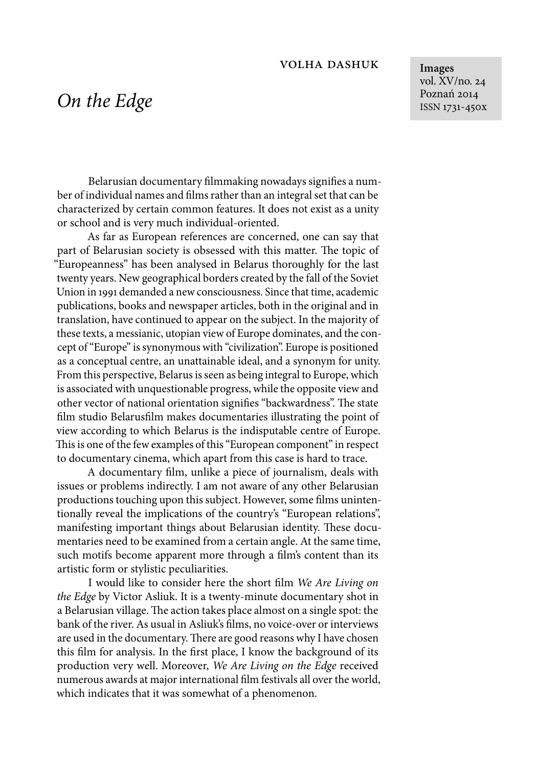Volha Dashuk

# *On the Edge*

Belarusian documentary filmmaking nowadays signifies a number of individual names and films rather than an integral set that can be characterized by certain common features. It does not exist as a unity or school and is very much individual-oriented.

As far as European references are concerned, one can say that part of Belarusian society is obsessed with this matter. The topic of "Europeanness" has been analysed in Belarus thoroughly for the last twenty years. New geographical borders created by the fall of the Soviet Union in 1991 demanded a new consciousness. Since that time, academic publications, books and newspaper articles, both in the original and in translation, have continued to appear on the subject. In the majority of these texts, a messianic, utopian view of Europe dominates, and the concept of "Europe" is synonymous with "civilization". Europe is positioned as a conceptual centre, an unattainable ideal, and a synonym for unity. From this perspective, Belarus is seen as being integral to Europe, which is associated with unquestionable progress, while the opposite view and other vector of national orientation signifies "backwardness". The state film studio Belarusfilm makes documentaries illustrating the point of view according to which Belarus is the indisputable centre of Europe. This is one of the few examples of this "European component" in respect to documentary cinema, which apart from this case is hard to trace.

A documentary film, unlike a piece of journalism, deals with issues or problems indirectly. I am not aware of any other Belarusian productions touching upon this subject. However, some films unintentionally reveal the implications of the country's "European relations", manifesting important things about Belarusian identity. These documentaries need to be examined from a certain angle. At the same time, such motifs become apparent more through a film's content than its artistic form or stylistic peculiarities.

I would like to consider here the short film *We Are Living on the Edge* by Victor Asliuk. It is a twenty-minute documentary shot in a Belarusian village. The action takes place almost on a single spot: the bank of the river. As usual in Asliuk's films, no voice-over or interviews are used in the documentary. There are good reasons why I have chosen this film for analysis. In the first place, I know the background of its production very well. Moreover, *We Are Living on the Edge* received numerous awards at major international film festivals all over the world, which indicates that it was somewhat of a phenomenon.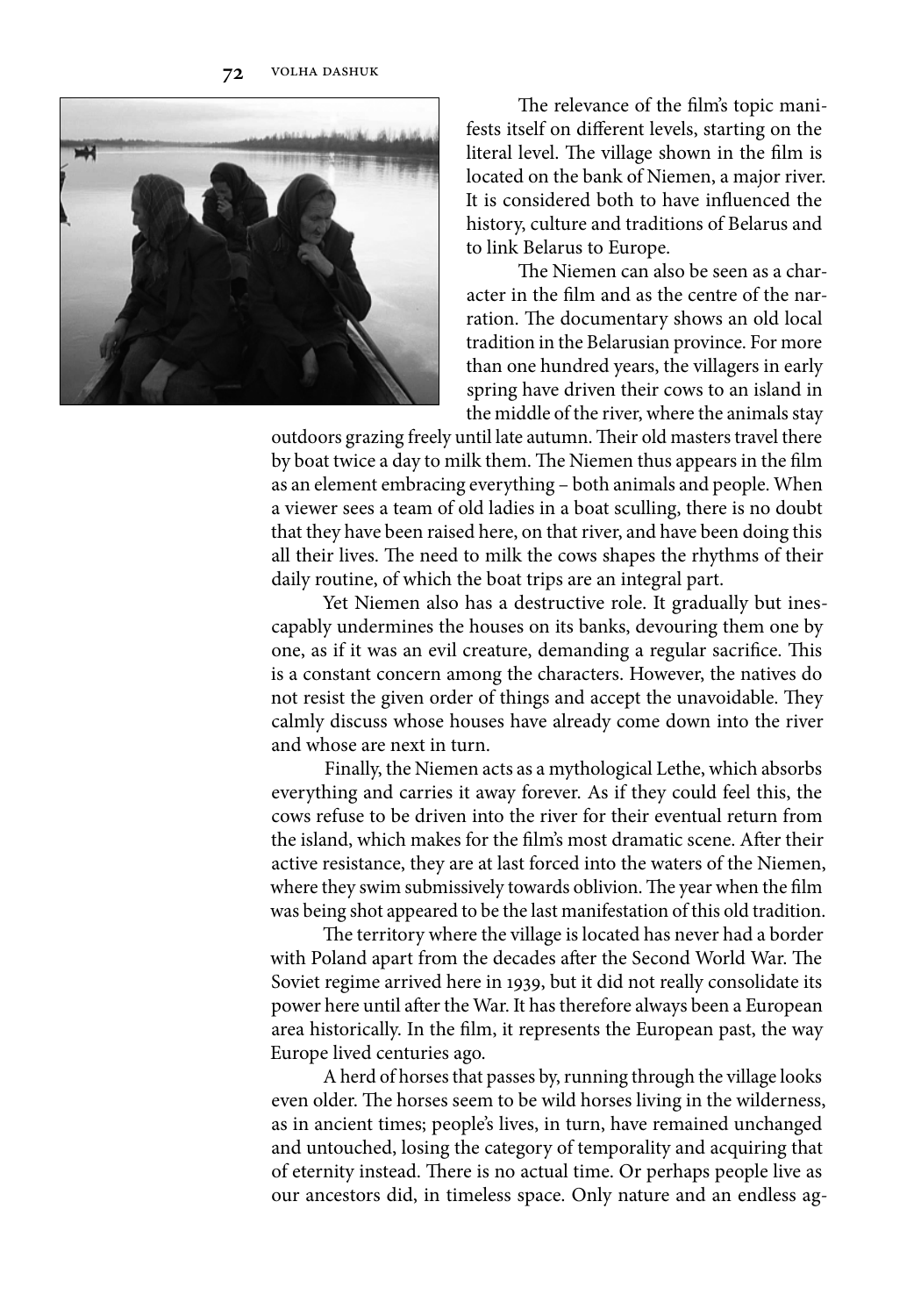The relevance of the film's topic manifests itself on different levels, starting on the literal level. The village shown in the film is located on the bank of Niemen, a major river. It is considered both to have influenced the history, culture and traditions of Belarus and to link Belarus to Europe.

The Niemen can also be seen as a character in the film and as the centre of the narration. The documentary shows an old local tradition in the Belarusian province. For more than one hundred years, the villagers in early spring have driven their cows to an island in the middle of the river, where the animals stay outdoors grazing freely until late autumn. Their old masters travel there by boat twice a day to milk them. The Niemen thus appears in the film as an element embracing everything – both animals and people. When a viewer sees a team of old ladies in a boat sculling, there is no doubt that they have been raised here, on that river, and have been doing this all their lives. The need to milk the cows shapes the rhythms of their daily routine, of which the boat trips are an integral part.

Yet Niemen also has a destructive role. It gradually but inescapably undermines the houses on its banks, devouring them one by one, as if it was an evil creature, demanding a regular sacrifice. This is a constant concern among the characters. However, the natives do not resist the given order of things and accept the unavoidable. They calmly discuss whose houses have already come down into the river and whose are next in turn.

Finally, the Niemen acts as a mythological Lethe, which absorbs everything and carries it away forever. As if they could feel this, the cows refuse to be driven into the river for their eventual return from the island, which makes for the film's most dramatic scene. After their active resistance, they are at last forced into the waters of the Niemen, where they swim submissively towards oblivion. The year when the film was being shot appeared to be the last manifestation of this old tradition.

The territory where the village is located has never had a border with Poland apart from the decades after the Second World War. The Soviet regime arrived here in 1939, but it did not really consolidate its power here until after the War. It has therefore always been a European area historically. In the film, it represents the European past, the way Europe lived centuries ago.

A herd of horses that passes by, running through the village looks even older. The horses seem to be wild horses living in the wilderness, as in ancient times; people's lives, in turn, have remained unchanged and untouched, losing the category of temporality and acquiring that of eternity instead. There is no actual time. Or perhaps people live as our ancestors did, in timeless space. Only nature and an endless ag-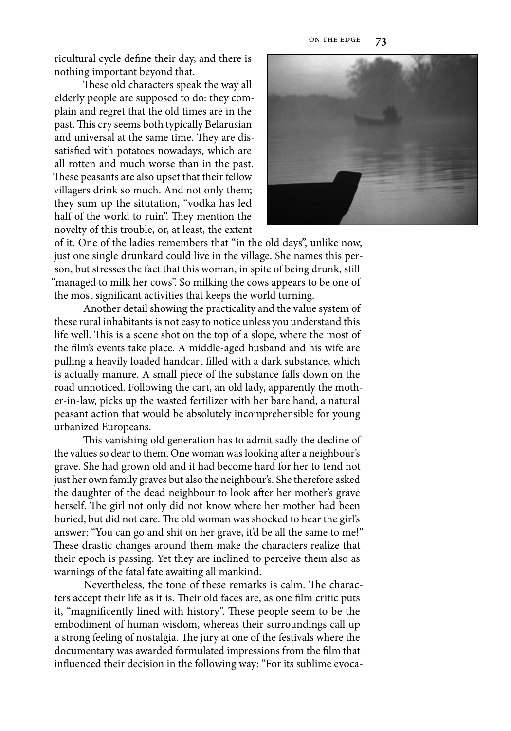ricultural cycle define their day, and there is nothing important beyond that.

These old characters speak the way all elderly people are supposed to do: they complain and regret that the old times are in the past. This cry seems both typically Belarusian and universal at the same time. They are dissatisfied with potatoes nowadays, which are all rotten and much worse than in the past. These peasants are also upset that their fellow villagers drink so much. And not only them; they sum up the situtation, "vodka has led half of the world to ruin". They mention the novelty of this trouble, or, at least, the extent of it. One of the ladies remembers that "in the old days", unlike now, just one single drunkard could live in the village. She names this person, but stresses the fact that this woman, in spite of being drunk, still "managed to milk her cows". So milking the cows appears to be one of the most significant activities that keeps the world turning.

Another detail showing the practicality and the value system of these rural inhabitants is not easy to notice unless you understand this life well. This is a scene shot on the top of a slope, where the most of the film's events take place. A middle-aged husband and his wife are pulling a heavily loaded handcart filled with a dark substance, which is actually manure. A small piece of the substance falls down on the road unnoticed. Following the cart, an old lady, apparently the mother-in-law, picks up the wasted fertilizer with her bare hand, a natural peasant action that would be absolutely incomprehensible for young urbanized Europeans.

This vanishing old generation has to admit sadly the decline of the values so dear to them. One woman was looking after a neighbour's grave. She had grown old and it had become hard for her to tend not just her own family graves but also the neighbour's. She therefore asked the daughter of the dead neighbour to look after her mother's grave herself. The girl not only did not know where her mother had been buried, but did not care. The old woman was shocked to hear the girl's answer: "You can go and shit on her grave, it'd be all the same to me!" These drastic changes around them make the characters realize that their epoch is passing. Yet they are inclined to perceive them also as warnings of the fatal fate awaiting all mankind.

Nevertheless, the tone of these remarks is calm. The characters accept their life as it is. Their old faces are, as one film critic puts it, "magnificently lined with history". These people seem to be the embodiment of human wisdom, whereas their surroundings call up a strong feeling of nostalgia. The jury at one of the festivals where the documentary was awarded formulated impressions from the film that influenced their decision in the following way: "For its sublime evoca-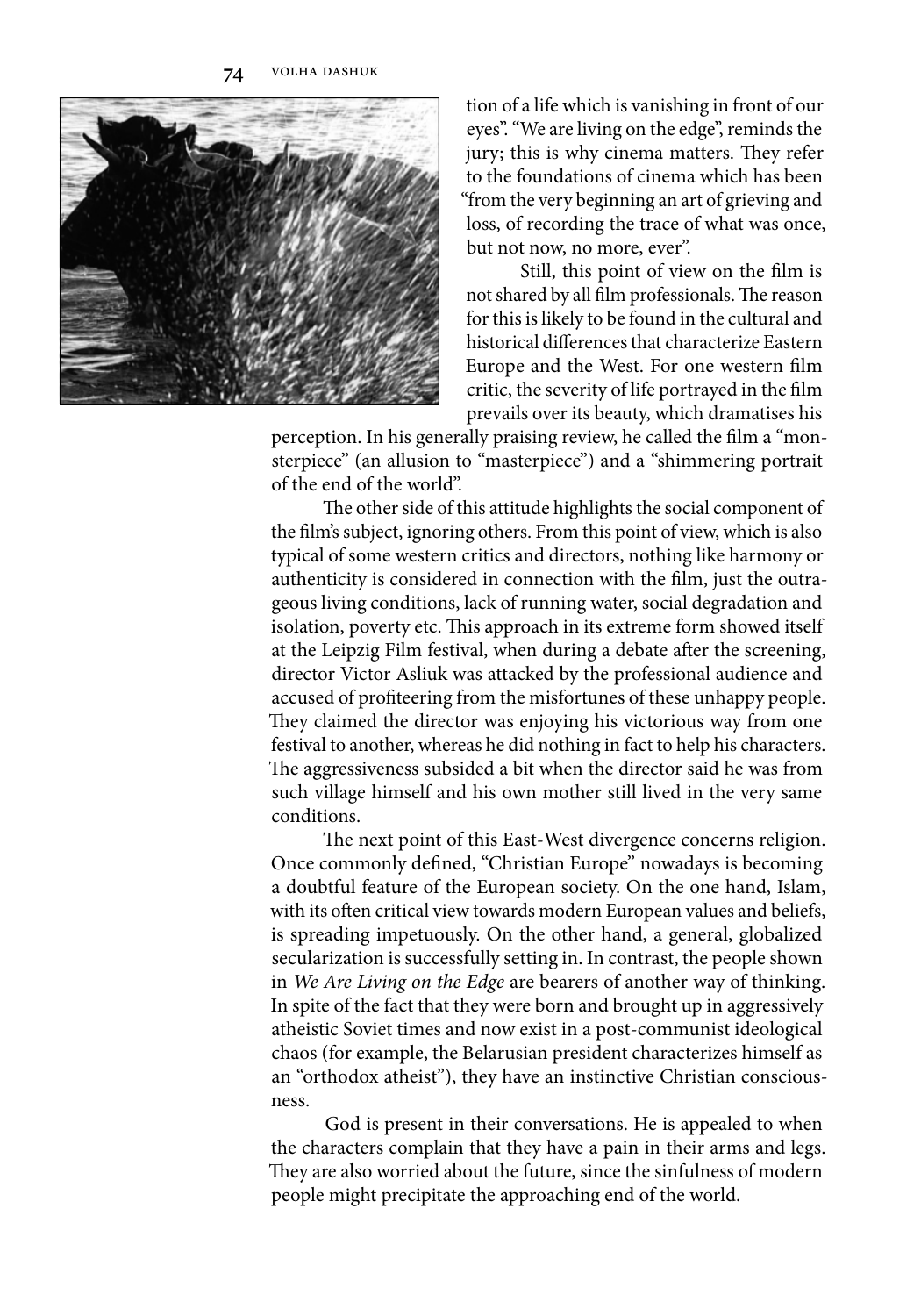tion of a life which is vanishing in front of our eyes". "We are living on the edge", reminds the jury; this is why cinema matters. They refer to the foundations of cinema which has been "from the very beginning an art of grieving and loss, of recording the trace of what was once, but not now, no more, ever".

Still, this point of view on the film is not shared by all film professionals. The reason for this is likely to be found in the cultural and historical differences that characterize Eastern Europe and the West. For one western film critic, the severity of life portrayed in the film prevails over its beauty, which dramatises his perception. In his generally praising review, he called the film a "monsterpiece" (an allusion to "masterpiece") and a "shimmering portrait of the end of the world".

The other side of this attitude highlights the social component of the film's subject, ignoring others. From this point of view, which is also typical of some western critics and directors, nothing like harmony or authenticity is considered in connection with the film, just the outrageous living conditions, lack of running water, social degradation and isolation, poverty etc. This approach in its extreme form showed itself at the Leipzig Film festival, when during a debate after the screening, director Victor Asliuk was attacked by the professional audience and accused of profiteering from the misfortunes of these unhappy people. They claimed the director was enjoying his victorious way from one festival to another, whereas he did nothing in fact to help his characters. The aggressiveness subsided a bit when the director said he was from such village himself and his own mother still lived in the very same conditions.

The next point of this East-West divergence concerns religion. Once commonly defined, "Christian Europe" nowadays is becoming a doubtful feature of the European society. On the one hand, Islam, with its often critical view towards modern European values and beliefs, is spreading impetuously. On the other hand, a general, globalized secularization is successfully setting in. In contrast, the people shown in *We Are Living on the Edge* are bearers of another way of thinking. In spite of the fact that they were born and brought up in aggressively atheistic Soviet times and now exist in a post-communist ideological chaos (for example, the Belarusian president characterizes himself as an "orthodox atheist"), they have an instinctive Christian consciousness.

God is present in their conversations. He is appealed to when the characters complain that they have a pain in their arms and legs. They are also worried about the future, since the sinfulness of modern people might precipitate the approaching end of the world.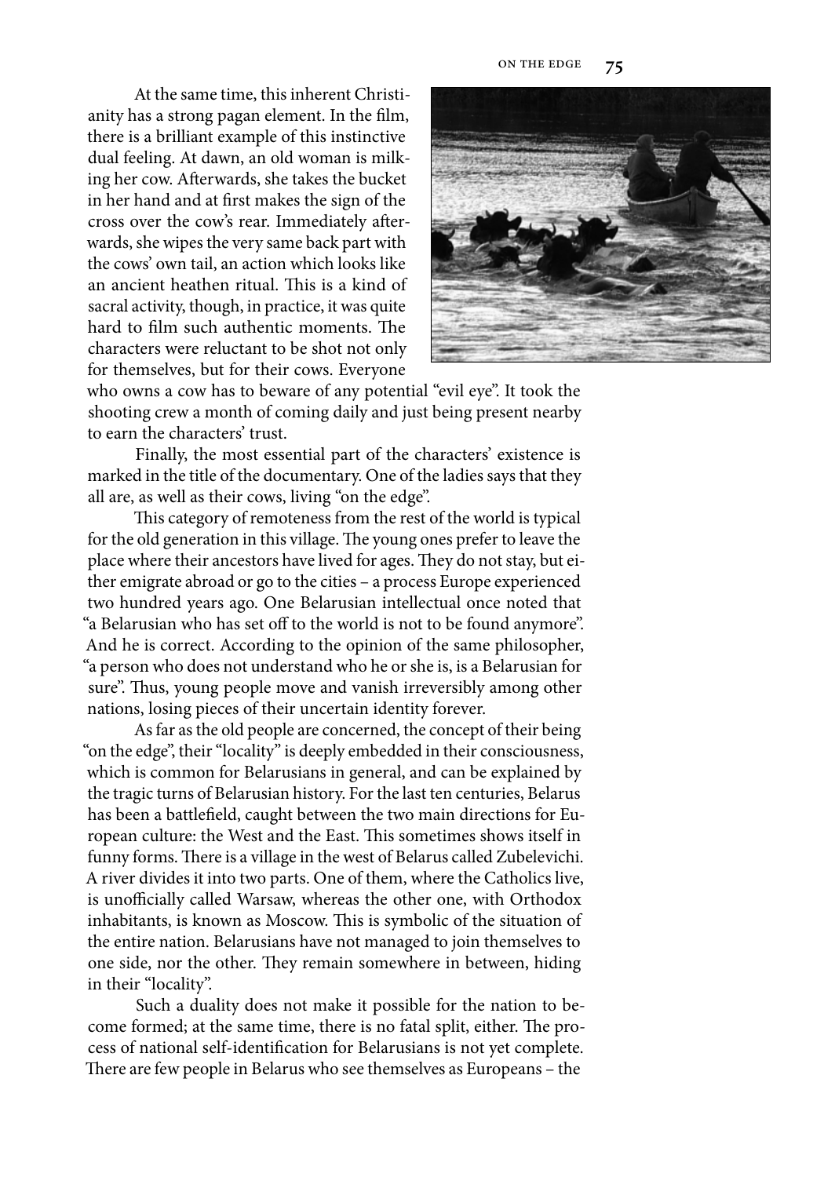At the same time, this inherent Christianity has a strong pagan element. In the film, there is a brilliant example of this instinctive dual feeling. At dawn, an old woman is milking her cow. Afterwards, she takes the bucket in her hand and at first makes the sign of the cross over the cow's rear. Immediately afterwards, she wipes the very same back part with the cows' own tail, an action which looks like an ancient heathen ritual. This is a kind of sacral activity, though, in practice, it was quite hard to film such authentic moments. The characters were reluctant to be shot not only for themselves, but for their cows. Everyone who owns a cow has to beware of any potential "evil eye". It took the shooting crew a month of coming daily and just being present nearby to earn the characters' trust.

Finally, the most essential part of the characters' existence is marked in the title of the documentary. One of the ladies says that they all are, as well as their cows, living "on the edge".

This category of remoteness from the rest of the world is typical for the old generation in this village. The young ones prefer to leave the place where their ancestors have lived for ages. They do not stay, but either emigrate abroad or go to the cities – a process Europe experienced two hundred years ago. One Belarusian intellectual once noted that "a Belarusian who has set off to the world is not to be found anymore". And he is correct. According to the opinion of the same philosopher, "a person who does not understand who he or she is, is a Belarusian for sure". Thus, young people move and vanish irreversibly among other nations, losing pieces of their uncertain identity forever.

As far as the old people are concerned, the concept of their being "on the edge", their "locality" is deeply embedded in their consciousness, which is common for Belarusians in general, and can be explained by the tragic turns of Belarusian history. For the last ten centuries, Belarus has been a battlefield, caught between the two main directions for European culture: the West and the East. This sometimes shows itself in funny forms. There is a village in the west of Belarus called Zubelevichi. A river divides it into two parts. One of them, where the Catholics live, is unofficially called Warsaw, whereas the other one, with Orthodox inhabitants, is known as Moscow. This is symbolic of the situation of the entire nation. Belarusians have not managed to join themselves to one side, nor the other. They remain somewhere in between, hiding in their "locality".

Such a duality does not make it possible for the nation to become formed; at the same time, there is no fatal split, either. The process of national self-identification for Belarusians is not yet complete. There are few people in Belarus who see themselves as Europeans – the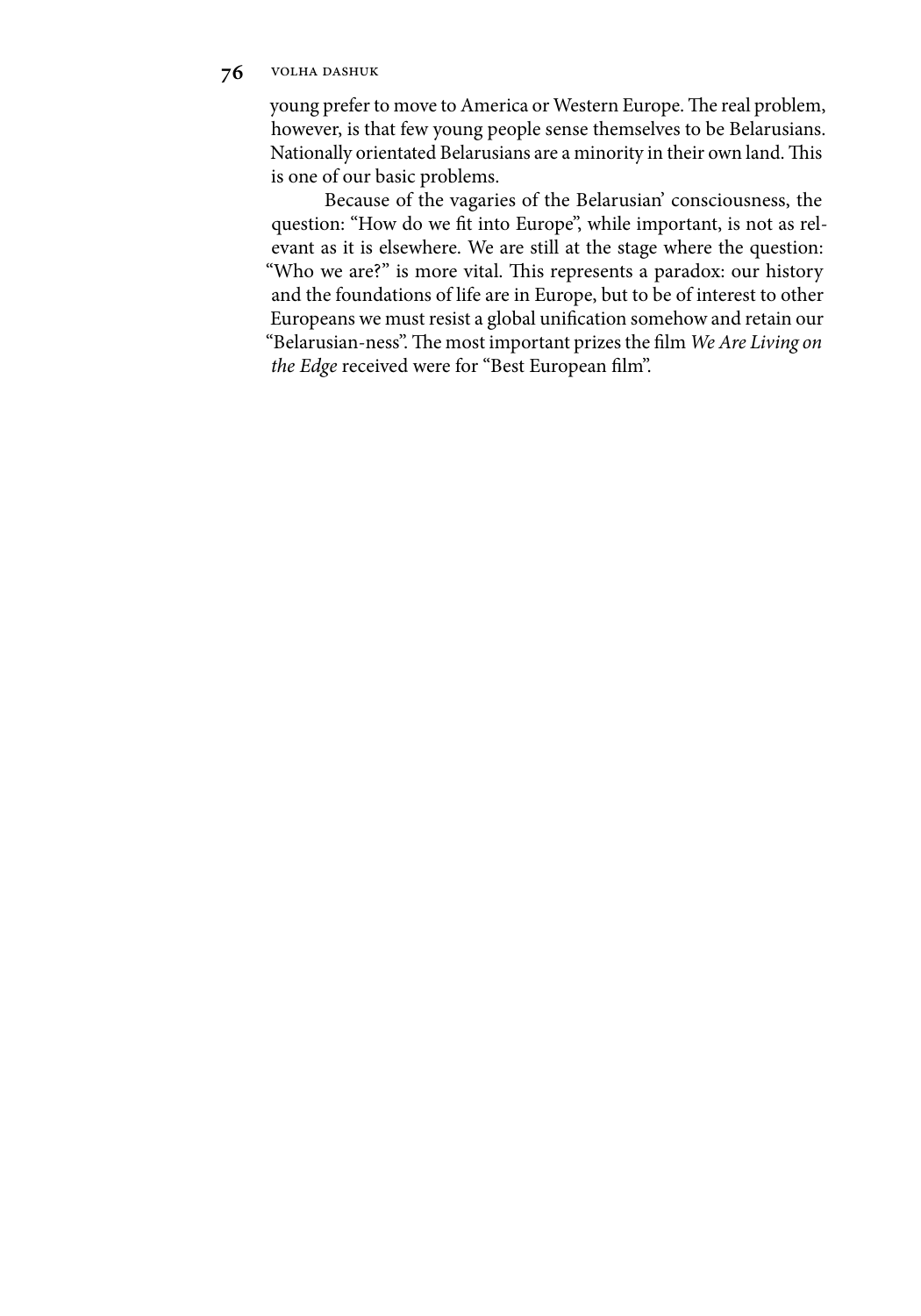young prefer to move to America or Western Europe. The real problem, however, is that few young people sense themselves to be Belarusians. Nationally orientated Belarusians are a minority in their own land. This is one of our basic problems.

Because of the vagaries of the Belarusian' consciousness, the question: "How do we fit into Europe", while important, is not as relevant as it is elsewhere. We are still at the stage where the question: "Who we are?" is more vital. This represents a paradox: our history and the foundations of life are in Europe, but to be of interest to other Europeans we must resist a global unification somehow and retain our "Belarusian-ness". The most important prizes the film *We Are Living on the Edge* received were for "Best European film".